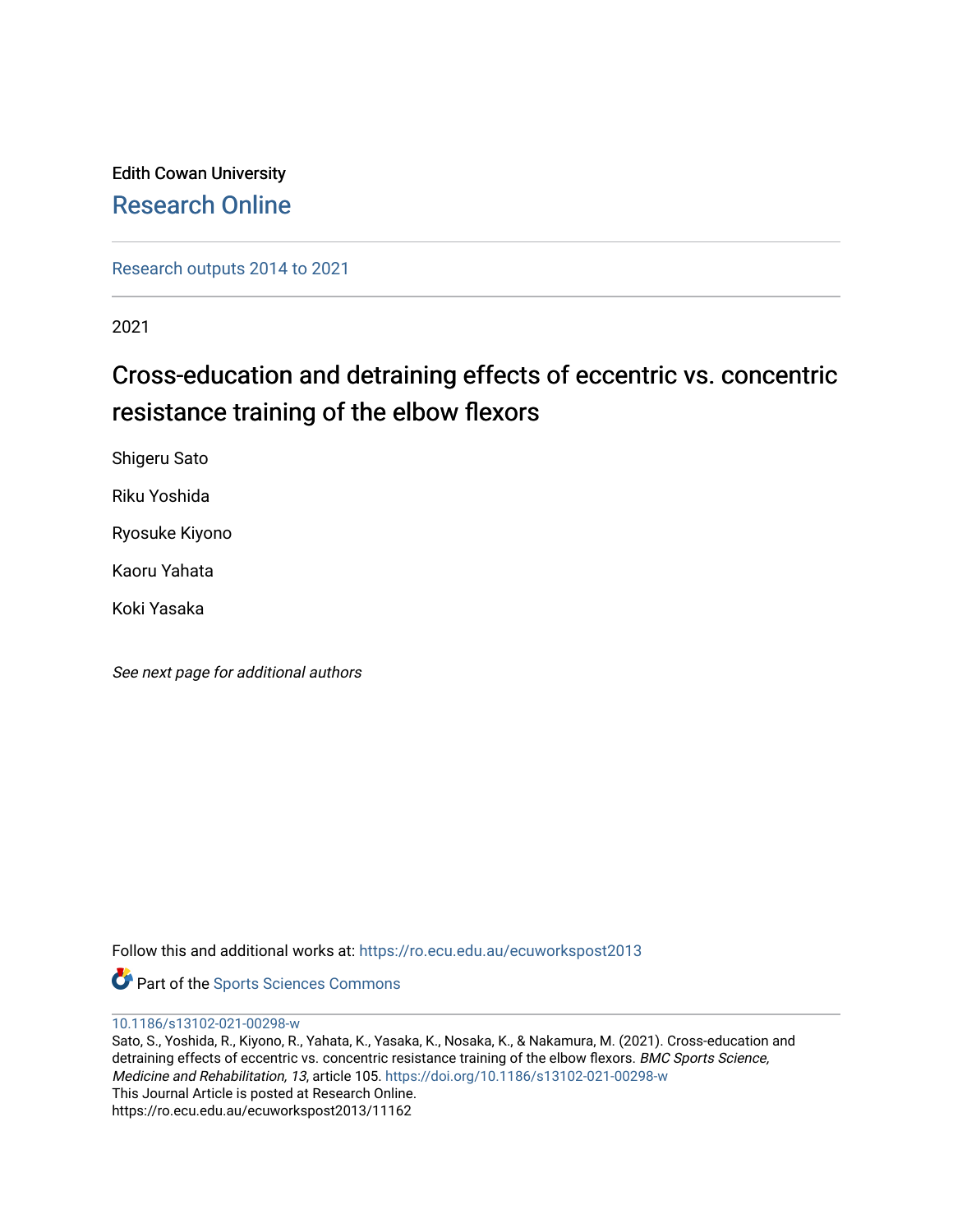Edith Cowan University

Research Online

Research outputs 2014 to 2021

2021

# Cross-education and detraining effects of eccentric vs. concentric resistance training of the elbow flexors

Shigeru Sato

Riku Yoshida

Ryosuke Kiyono

Kaoru Yahata

Koki Yasaka

*See next page for additional authors*

Follow this and additional works at: https://ro.ecu.edu.au/ecuworkspost2013

Part of the Sports Sciences Commons

10.1186/s13102-021-00298-w

Sato, S., Yoshida, R., Kiyono, R., Yahata, K., Yasaka, K., Nosaka, K., & Nakamura, M. (2021). Cross-education and detraining effects of eccentric vs. concentric resistance training of the elbow flexors. *BMC Sports Science, Medicine and Rehabilitation, 13*, article 105. https://doi.org/10.1186/s13102-021-00298-w

This Journal Article is posted at Research Online.

https://ro.ecu.edu.au/ecuworkspost2013/11162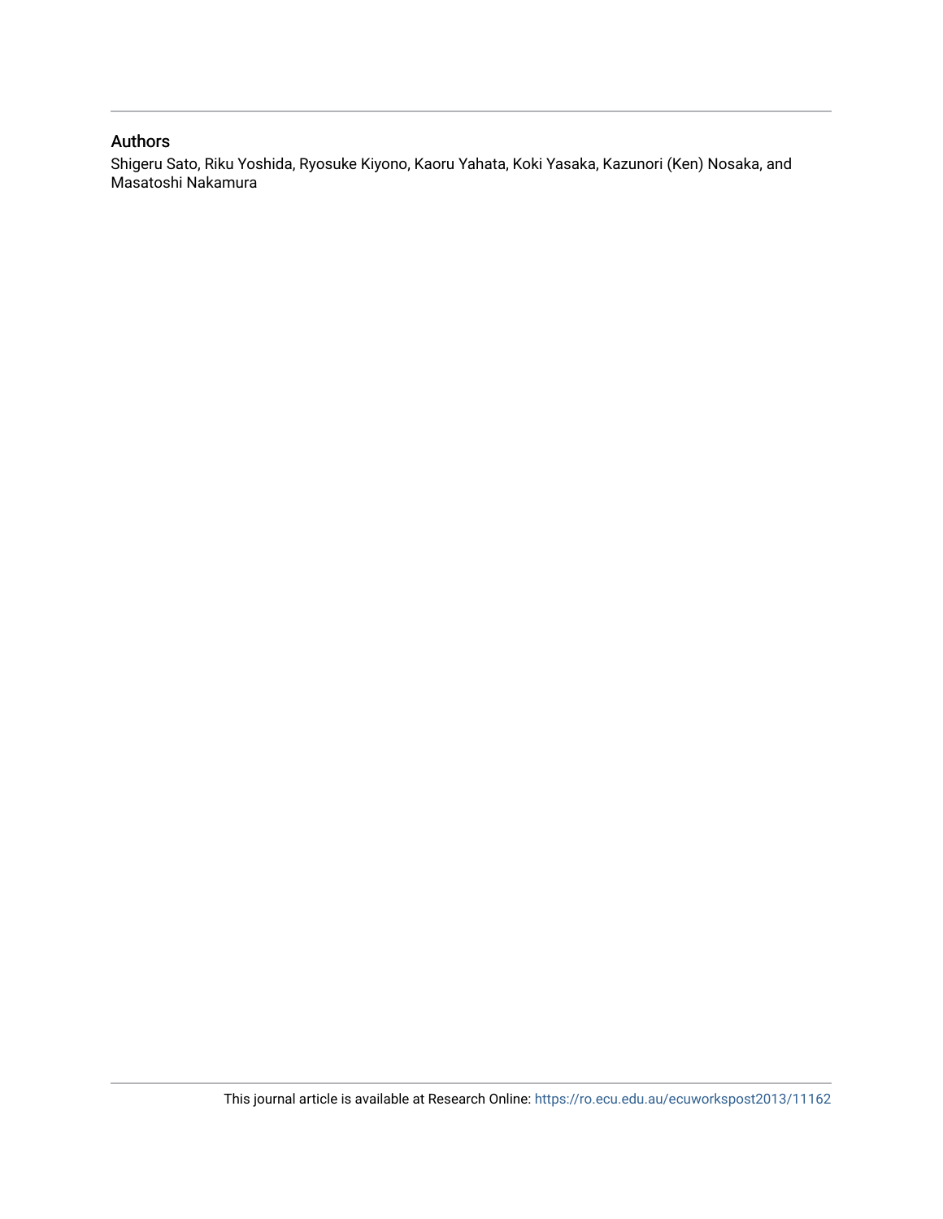## Authors

Shigeru Sato, Riku Yoshida, Ryosuke Kiyono, Kaoru Yahata, Koki Yasaka, Kazunori (Ken) Nosaka, and Masatoshi Nakamura

This journal article is available at Research Online: https://ro.ecu.edu.au/ecuworkspost2013/11162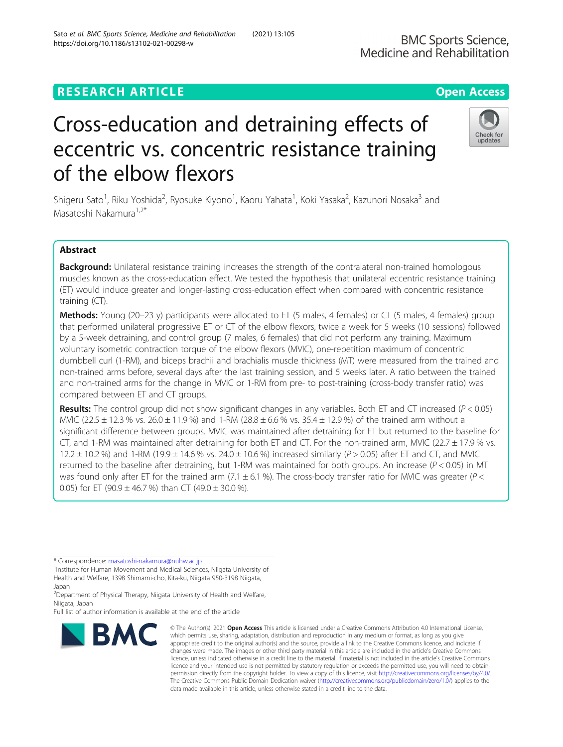# Cross-education and detraining effects of eccentric vs. concentric resistance training of the elbow flexors

Shigeru Sato[1], Riku Yoshida[2], Ryosuke Kiyono[1], Kaoru Yahata[1], Koki Yasaka[2], Kazunori Nosaka[3] and Masatoshi Nakamura[1,2*]

## Abstract

**Background:** Unilateral resistance training increases the strength of the contralateral non-trained homologous muscles known as the cross-education effect. We tested the hypothesis that unilateral eccentric resistance training (ET) would induce greater and longer-lasting cross-education effect when compared with concentric resistance training (CT).

**Methods:** Young (20–23 y) participants were allocated to ET (5 males, 4 females) or CT (5 males, 4 females) group that performed unilateral progressive ET or CT of the elbow flexors, twice a week for 5 weeks (10 sessions) followed by a 5-week detraining, and control group (7 males, 6 females) that did not perform any training. Maximum voluntary isometric contraction torque of the elbow flexors (MVIC), one-repetition maximum of concentric dumbbell curl (1-RM), and biceps brachii and brachialis muscle thickness (MT) were measured from the trained and non-trained arms before, several days after the last training session, and 5 weeks later. A ratio between the trained and non-trained arms for the change in MVIC or 1-RM from pre- to post-training (cross-body transfer ratio) was compared between ET and CT groups.

**Results:** The control group did not show significant changes in any variables. Both ET and CT increased ($P < 0.05$) MVIC (22.5 ± 12.3 % vs. 26.0 ± 11.9 %) and 1-RM (28.8 ± 6.6 % vs. 35.4 ± 12.9 %) of the trained arm without a significant difference between groups. MVIC was maintained after detraining for ET but returned to the baseline for CT, and 1-RM was maintained after detraining for both ET and CT. For the non-trained arm, MVIC (22.7 ± 17.9 % vs. 12.2 ± 10.2 %) and 1-RM (19.9 ± 14.6 % vs. 24.0 ± 10.6 %) increased similarly ($P > 0.05$) after ET and CT, and MVIC returned to the baseline after detraining, but 1-RM was maintained for both groups. An increase ($P < 0.05$) in MT was found only after ET for the trained arm (7.1 ± 6.1 %). The cross-body transfer ratio for MVIC was greater ($P < 0.05$) for ET (90.9 ± 46.7 %) than CT (49.0 ± 30.0 %).

---

\* Correspondence: masatoshi-nakamura@nuhw.ac.jp
[1]Institute for Human Movement and Medical Sciences, Niigata University of Health and Welfare, 1398 Shimami-cho, Kita-ku, Niigata 950-3198 Niigata, Japan
[2]Department of Physical Therapy, Niigata University of Health and Welfare, Niigata, Japan
Full list of author information is available at the end of the article

© The Author(s). 2021 **Open Access** This article is licensed under a Creative Commons Attribution 4.0 International License, which permits use, sharing, adaptation, distribution and reproduction in any medium or format, as long as you give appropriate credit to the original author(s) and the source, provide a link to the Creative Commons licence, and indicate if changes were made. The images or other third party material in this article are included in the article's Creative Commons licence, unless indicated otherwise in a credit line to the material. If material is not included in the article's Creative Commons licence and your intended use is not permitted by statutory regulation or exceeds the permitted use, you will need to obtain permission directly from the copyright holder. To view a copy of this licence, visit http://creativecommons.org/licenses/by/4.0/. The Creative Commons Public Domain Dedication waiver (http://creativecommons.org/publicdomain/zero/1.0/) applies to the data made available in this article, unless otherwise stated in a credit line to the data.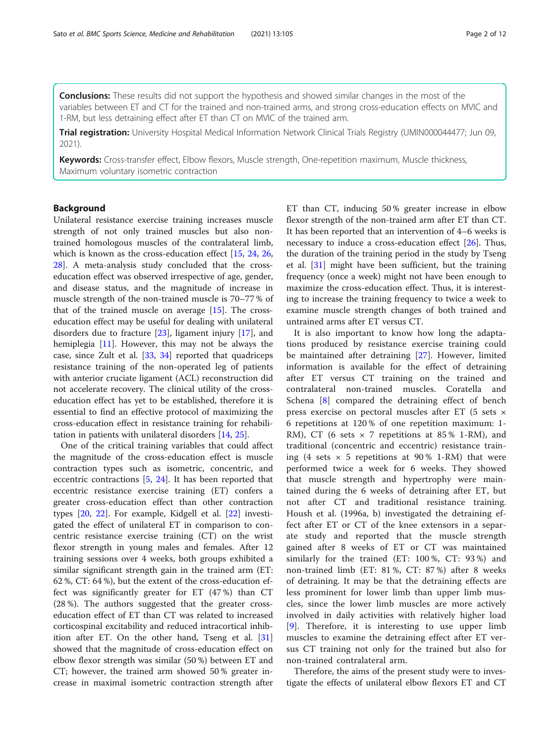**Conclusions:** These results did not support the hypothesis and showed similar changes in the most of the variables between ET and CT for the trained and non-trained arms, and strong cross-education effects on MVIC and 1-RM, but less detraining effect after ET than CT on MVIC of the trained arm.

**Trial registration:** University Hospital Medical Information Network Clinical Trials Registry (UMIN000044477; Jun 09, 2021).

**Keywords:** Cross-transfer effect, Elbow flexors, Muscle strength, One-repetition maximum, Muscle thickness, Maximum voluntary isometric contraction

## Background

Unilateral resistance exercise training increases muscle strength of not only trained muscles but also non-trained homologous muscles of the contralateral limb, which is known as the cross-education effect [15, 24, 26, 28]. A meta-analysis study concluded that the cross-education effect was observed irrespective of age, gender, and disease status, and the magnitude of increase in muscle strength of the non-trained muscle is 70–77 % of that of the trained muscle on average [15]. The cross-education effect may be useful for dealing with unilateral disorders due to fracture [23], ligament injury [17], and hemiplegia [11]. However, this may not be always the case, since Zult et al. [33, 34] reported that quadriceps resistance training of the non-operated leg of patients with anterior cruciate ligament (ACL) reconstruction did not accelerate recovery. The clinical utility of the cross-education effect has yet to be established, therefore it is essential to find an effective protocol of maximizing the cross-education effect in resistance training for rehabilitation in patients with unilateral disorders [14, 25].

One of the critical training variables that could affect the magnitude of the cross-education effect is muscle contraction types such as isometric, concentric, and eccentric contractions [5, 24]. It has been reported that eccentric resistance exercise training (ET) confers a greater cross-education effect than other contraction types [20, 22]. For example, Kidgell et al. [22] investigated the effect of unilateral ET in comparison to concentric resistance exercise training (CT) on the wrist flexor strength in young males and females. After 12 training sessions over 4 weeks, both groups exhibited a similar significant strength gain in the trained arm (ET: 62 %, CT: 64 %), but the extent of the cross-education effect was significantly greater for ET (47 %) than CT (28 %). The authors suggested that the greater cross-education effect of ET than CT was related to increased corticospinal excitability and reduced intracortical inhibition after ET. On the other hand, Tseng et al. [31] showed that the magnitude of cross-education effect on elbow flexor strength was similar (50 %) between ET and CT; however, the trained arm showed 50 % greater increase in maximal isometric contraction strength after ET than CT, inducing 50 % greater increase in elbow flexor strength of the non-trained arm after ET than CT. It has been reported that an intervention of 4–6 weeks is necessary to induce a cross-education effect [26]. Thus, the duration of the training period in the study by Tseng et al. [31] might have been sufficient, but the training frequency (once a week) might not have been enough to maximize the cross-education effect. Thus, it is interesting to increase the training frequency to twice a week to examine muscle strength changes of both trained and untrained arms after ET versus CT.

It is also important to know how long the adaptations produced by resistance exercise training could be maintained after detraining [27]. However, limited information is available for the effect of detraining after ET versus CT training on the trained and contralateral non-trained muscles. Coratella and Schena [8] compared the detraining effect of bench press exercise on pectoral muscles after ET (5 sets × 6 repetitions at 120 % of one repetition maximum: 1-RM), CT (6 sets × 7 repetitions at 85 % 1-RM), and traditional (concentric and eccentric) resistance training (4 sets × 5 repetitions at 90 % 1-RM) that were performed twice a week for 6 weeks. They showed that muscle strength and hypertrophy were maintained during the 6 weeks of detraining after ET, but not after CT and traditional resistance training. Housh et al. (1996a, b) investigated the detraining effect after ET or CT of the knee extensors in a separate study and reported that the muscle strength gained after 8 weeks of ET or CT was maintained similarly for the trained (ET: 100 %, CT: 93 %) and non-trained limb (ET: 81 %, CT: 87 %) after 8 weeks of detraining. It may be that the detraining effects are less prominent for lower limb than upper limb muscles, since the lower limb muscles are more actively involved in daily activities with relatively higher load [9]. Therefore, it is interesting to use upper limb muscles to examine the detraining effect after ET versus CT training not only for the trained but also for non-trained contralateral arm.

Therefore, the aims of the present study were to investigate the effects of unilateral elbow flexors ET and CT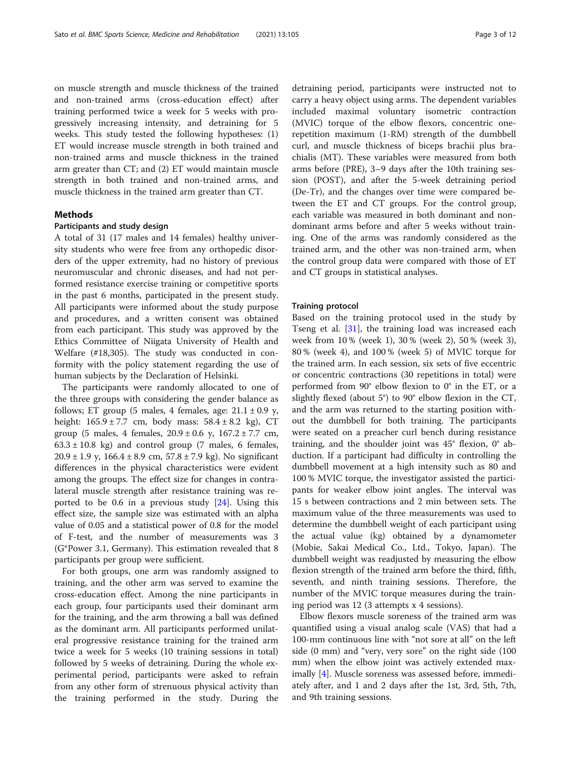on muscle strength and muscle thickness of the trained and non-trained arms (cross-education effect) after training performed twice a week for 5 weeks with progressively increasing intensity, and detraining for 5 weeks. This study tested the following hypotheses: (1) ET would increase muscle strength in both trained and non-trained arms and muscle thickness in the trained arm greater than CT; and (2) ET would maintain muscle strength in both trained and non-trained arms, and muscle thickness in the trained arm greater than CT.

## Methods

### Participants and study design

A total of 31 (17 males and 14 females) healthy university students who were free from any orthopedic disorders of the upper extremity, had no history of previous neuromuscular and chronic diseases, and had not performed resistance exercise training or competitive sports in the past 6 months, participated in the present study. All participants were informed about the study purpose and procedures, and a written consent was obtained from each participant. This study was approved by the Ethics Committee of Niigata University of Health and Welfare (#18,305). The study was conducted in conformity with the policy statement regarding the use of human subjects by the Declaration of Helsinki.

The participants were randomly allocated to one of the three groups with considering the gender balance as follows; ET group (5 males, 4 females, age: 21.1 ± 0.9 y, height: 165.9 ± 7.7 cm, body mass: 58.4 ± 8.2 kg), CT group (5 males, 4 females, 20.9 ± 0.6 y, 167.2 ± 7.7 cm, 63.3 ± 10.8 kg) and control group (7 males, 6 females, 20.9 ± 1.9 y, 166.4 ± 8.9 cm, 57.8 ± 7.9 kg). No significant differences in the physical characteristics were evident among the groups. The effect size for changes in contralateral muscle strength after resistance training was reported to be 0.6 in a previous study [24]. Using this effect size, the sample size was estimated with an alpha value of 0.05 and a statistical power of 0.8 for the model of F-test, and the number of measurements was 3 (G*Power 3.1, Germany). This estimation revealed that 8 participants per group were sufficient.

For both groups, one arm was randomly assigned to training, and the other arm was served to examine the cross-education effect. Among the nine participants in each group, four participants used their dominant arm for the training, and the arm throwing a ball was defined as the dominant arm. All participants performed unilateral progressive resistance training for the trained arm twice a week for 5 weeks (10 training sessions in total) followed by 5 weeks of detraining. During the whole experimental period, participants were asked to refrain from any other form of strenuous physical activity than the training performed in the study. During the detraining period, participants were instructed not to carry a heavy object using arms. The dependent variables included maximal voluntary isometric contraction (MVIC) torque of the elbow flexors, concentric one-repetition maximum (1-RM) strength of the dumbbell curl, and muscle thickness of biceps brachii plus brachialis (MT). These variables were measured from both arms before (PRE), 3–9 days after the 10th training session (POST), and after the 5-week detraining period (De-Tr), and the changes over time were compared between the ET and CT groups. For the control group, each variable was measured in both dominant and non-dominant arms before and after 5 weeks without training. One of the arms was randomly considered as the trained arm, and the other was non-trained arm, when the control group data were compared with those of ET and CT groups in statistical analyses.

### Training protocol

Based on the training protocol used in the study by Tseng et al. [31], the training load was increased each week from 10 % (week 1), 30 % (week 2), 50 % (week 3), 80 % (week 4), and 100 % (week 5) of MVIC torque for the trained arm. In each session, six sets of five eccentric or concentric contractions (30 repetitions in total) were performed from 90° elbow flexion to 0° in the ET, or a slightly flexed (about 5°) to 90° elbow flexion in the CT, and the arm was returned to the starting position without the dumbbell for both training. The participants were seated on a preacher curl bench during resistance training, and the shoulder joint was 45° flexion, 0° abduction. If a participant had difficulty in controlling the dumbbell movement at a high intensity such as 80 and 100 % MVIC torque, the investigator assisted the participants for weaker elbow joint angles. The interval was 15 s between contractions and 2 min between sets. The maximum value of the three measurements was used to determine the dumbbell weight of each participant using the actual value (kg) obtained by a dynamometer (Mobie, Sakai Medical Co., Ltd., Tokyo, Japan). The dumbbell weight was readjusted by measuring the elbow flexion strength of the trained arm before the third, fifth, seventh, and ninth training sessions. Therefore, the number of the MVIC torque measures during the training period was 12 (3 attempts x 4 sessions).

Elbow flexors muscle soreness of the trained arm was quantified using a visual analog scale (VAS) that had a 100-mm continuous line with "not sore at all" on the left side (0 mm) and "very, very sore" on the right side (100 mm) when the elbow joint was actively extended maximally [4]. Muscle soreness was assessed before, immediately after, and 1 and 2 days after the 1st, 3rd, 5th, 7th, and 9th training sessions.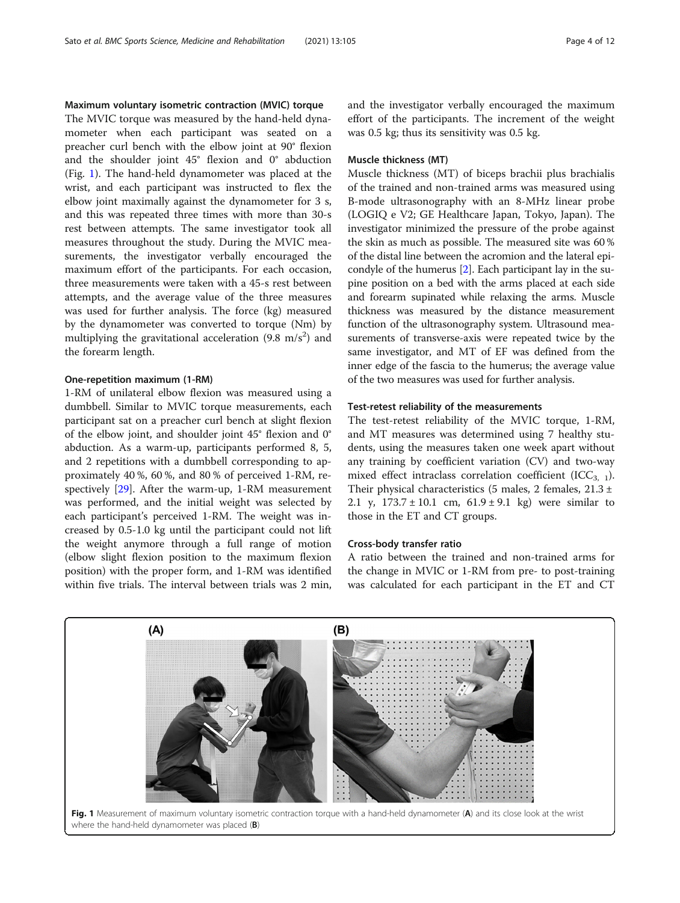#### Maximum voluntary isometric contraction (MVIC) torque

The MVIC torque was measured by the hand-held dynamometer when each participant was seated on a preacher curl bench with the elbow joint at 90° flexion and the shoulder joint 45° flexion and 0° abduction (Fig. 1). The hand-held dynamometer was placed at the wrist, and each participant was instructed to flex the elbow joint maximally against the dynamometer for 3 s, and this was repeated three times with more than 30-s rest between attempts. The same investigator took all measures throughout the study. During the MVIC measurements, the investigator verbally encouraged the maximum effort of the participants. For each occasion, three measurements were taken with a 45-s rest between attempts, and the average value of the three measures was used for further analysis. The force (kg) measured by the dynamometer was converted to torque (Nm) by multiplying the gravitational acceleration (9.8 $m/s^2$) and the forearm length.

#### One-repetition maximum (1-RM)

1-RM of unilateral elbow flexion was measured using a dumbbell. Similar to MVIC torque measurements, each participant sat on a preacher curl bench at slight flexion of the elbow joint, and shoulder joint 45° flexion and 0° abduction. As a warm-up, participants performed 8, 5, and 2 repetitions with a dumbbell corresponding to approximately 40 %, 60 %, and 80 % of perceived 1-RM, respectively [29]. After the warm-up, 1-RM measurement was performed, and the initial weight was selected by each participant's perceived 1-RM. The weight was increased by 0.5-1.0 kg until the participant could not lift the weight anymore through a full range of motion (elbow slight flexion position to the maximum flexion position) with the proper form, and 1-RM was identified within five trials. The interval between trials was 2 min, and the investigator verbally encouraged the maximum effort of the participants. The increment of the weight was 0.5 kg; thus its sensitivity was 0.5 kg.

#### Muscle thickness (MT)

Muscle thickness (MT) of biceps brachii plus brachialis of the trained and non-trained arms was measured using B-mode ultrasonography with an 8-MHz linear probe (LOGIQ e V2; GE Healthcare Japan, Tokyo, Japan). The investigator minimized the pressure of the probe against the skin as much as possible. The measured site was 60 % of the distal line between the acromion and the lateral epicondyle of the humerus [2]. Each participant lay in the supine position on a bed with the arms placed at each side and forearm supinated while relaxing the arms. Muscle thickness was measured by the distance measurement function of the ultrasonography system. Ultrasound measurements of transverse-axis were repeated twice by the same investigator, and MT of EF was defined from the inner edge of the fascia to the humerus; the average value of the two measures was used for further analysis.

#### Test-retest reliability of the measurements

The test-retest reliability of the MVIC torque, 1-RM, and MT measures was determined using 7 healthy students, using the measures taken one week apart without any training by coefficient variation (CV) and two-way mixed effect intraclass correlation coefficient ($ICC_{3,1}$). Their physical characteristics (5 males, 2 females, 21.3 ± 2.1 y, 173.7 ± 10.1 cm, 61.9 ± 9.1 kg) were similar to those in the ET and CT groups.

#### Cross-body transfer ratio

A ratio between the trained and non-trained arms for the change in MVIC or 1-RM from pre- to post-training was calculated for each participant in the ET and CT

**Fig. 1** Measurement of maximum voluntary isometric contraction torque with a hand-held dynamometer (**A**) and its close look at the wrist where the hand-held dynamometer was placed (**B**)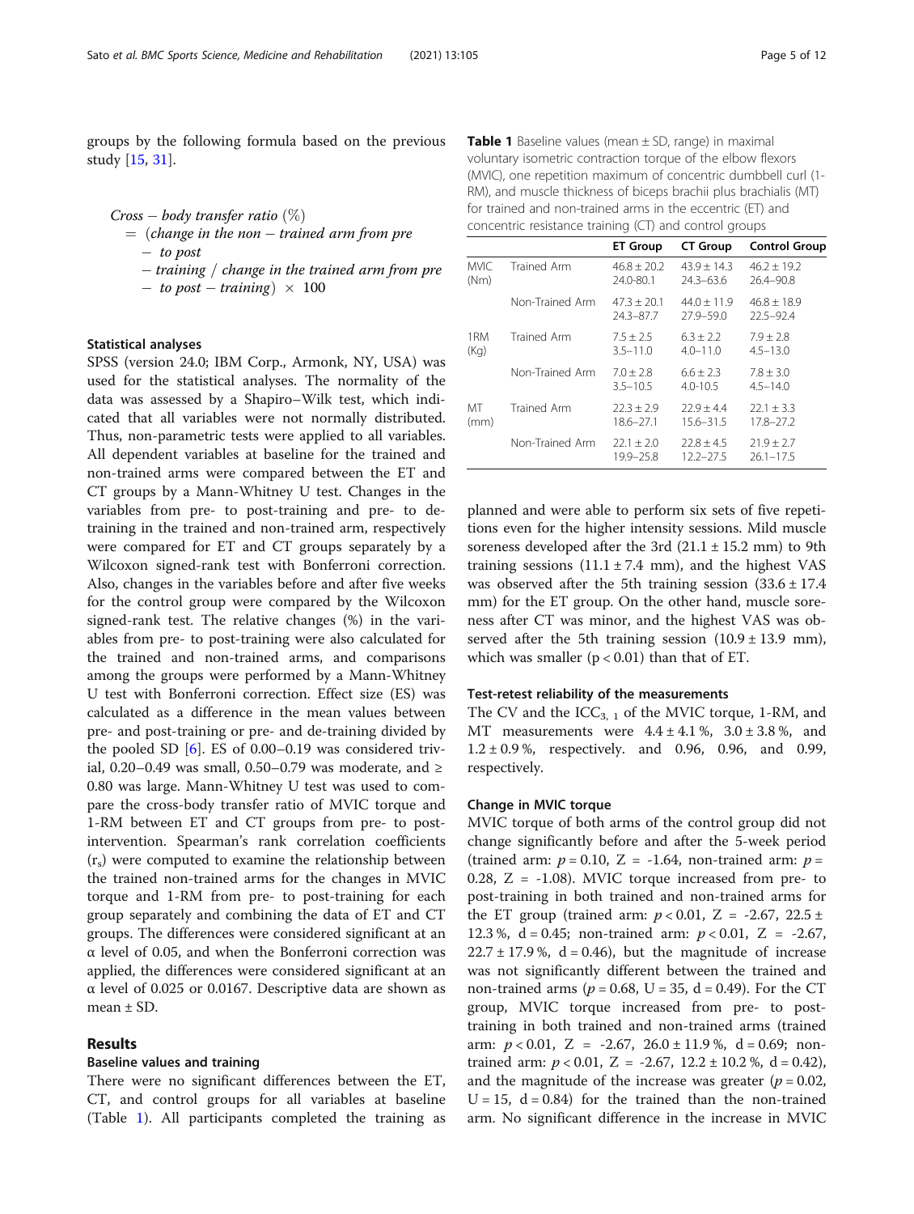groups by the following formula based on the previous study [15, 31].

$$Cross-body\ transfer\ ratio\ (\%) = (change\ in\ the\ non-trained\ arm\ from\ pre-to\ post-training\ /\ change\ in\ the\ trained\ arm\ from\ pre-to\ post-training) \times 100$$

### Statistical analyses

SPSS (version 24.0; IBM Corp., Armonk, NY, USA) was used for the statistical analyses. The normality of the data was assessed by a Shapiro–Wilk test, which indicated that all variables were not normally distributed. Thus, non-parametric tests were applied to all variables. All dependent variables at baseline for the trained and non-trained arms were compared between the ET and CT groups by a Mann-Whitney U test. Changes in the variables from pre- to post-training and pre- to de-training in the trained and non-trained arm, respectively were compared for ET and CT groups separately by a Wilcoxon signed-rank test with Bonferroni correction. Also, changes in the variables before and after five weeks for the control group were compared by the Wilcoxon signed-rank test. The relative changes (%) in the variables from pre- to post-training were also calculated for the trained and non-trained arms, and comparisons among the groups were performed by a Mann-Whitney U test with Bonferroni correction. Effect size (ES) was calculated as a difference in the mean values between pre- and post-training or pre- and de-training divided by the pooled SD [6]. ES of 0.00–0.19 was considered trivial, 0.20–0.49 was small, 0.50–0.79 was moderate, and ≥ 0.80 was large. Mann-Whitney U test was used to compare the cross-body transfer ratio of MVIC torque and 1-RM between ET and CT groups from pre- to post-intervention. Spearman's rank correlation coefficients ($r_s$) were computed to examine the relationship between the trained non-trained arms for the changes in MVIC torque and 1-RM from pre- to post-training for each group separately and combining the data of ET and CT groups. The differences were considered significant at an α level of 0.05, and when the Bonferroni correction was applied, the differences were considered significant at an α level of 0.025 or 0.0167. Descriptive data are shown as mean ± SD.

## Results

### Baseline values and training

There were no significant differences between the ET, CT, and control groups for all variables at baseline (Table 1). All participants completed the training as planned and were able to perform six sets of five repetitions even for the higher intensity sessions. Mild muscle soreness developed after the 3rd (21.1 ± 15.2 mm) to 9th training sessions (11.1 ± 7.4 mm), and the highest VAS was observed after the 5th training session (33.6 ± 17.4 mm) for the ET group. On the other hand, muscle soreness after CT was minor, and the highest VAS was observed after the 5th training session (10.9 ± 13.9 mm), which was smaller ($p < 0.01$) than that of ET.

**Table 1** Baseline values (mean ± SD, range) in maximal voluntary isometric contraction torque of the elbow flexors (MVIC), one repetition maximum of concentric dumbbell curl (1-RM), and muscle thickness of biceps brachii plus brachialis (MT) for trained and non-trained arms in the eccentric (ET) and concentric resistance training (CT) and control groups

| | | ET Group | CT Group | Control Group |
|---|---|---|---|---|
| MVIC (Nm) | Trained Arm | 46.8 ± 20.2<br>24.0-80.1 | 43.9 ± 14.3<br>24.3–63.6 | 46.2 ± 19.2<br>26.4–90.8 |
| | Non-Trained Arm | 47.3 ± 20.1<br>24.3–87.7 | 44.0 ± 11.9<br>27.9–59.0 | 46.8 ± 18.9<br>22.5–92.4 |
| 1RM (Kg) | Trained Arm | 7.5 ± 2.5<br>3.5–11.0 | 6.3 ± 2.2<br>4.0–11.0 | 7.9 ± 2.8<br>4.5–13.0 |
| | Non-Trained Arm | 7.0 ± 2.8<br>3.5–10.5 | 6.6 ± 2.3<br>4.0-10.5 | 7.8 ± 3.0<br>4.5–14.0 |
| MT (mm) | Trained Arm | 22.3 ± 2.9<br>18.6–27.1 | 22.9 ± 4.4<br>15.6–31.5 | 22.1 ± 3.3<br>17.8–27.2 |
| | Non-Trained Arm | 22.1 ± 2.0<br>19.9–25.8 | 22.8 ± 4.5<br>12.2–27.5 | 21.9 ± 2.7<br>26.1–17.5 |

### Test-retest reliability of the measurements

The CV and the $ICC_{3,1}$ of the MVIC torque, 1-RM, and MT measurements were 4.4 ± 4.1 %, 3.0 ± 3.8 %, and 1.2 ± 0.9 %, respectively. and 0.96, 0.96, and 0.99, respectively.

### Change in MVIC torque

MVIC torque of both arms of the control group did not change significantly before and after the 5-week period (trained arm: $p = 0.10$, Z = -1.64, non-trained arm: $p = 0.28$, Z = -1.08). MVIC torque increased from pre- to post-training in both trained and non-trained arms for the ET group (trained arm: $p < 0.01$, Z = -2.67, 22.5 ± 12.3 %, d = 0.45; non-trained arm: $p < 0.01$, Z = -2.67, 22.7 ± 17.9 %, d = 0.46), but the magnitude of increase was not significantly different between the trained and non-trained arms ($p = 0.68$, U = 35, d = 0.49). For the CT group, MVIC torque increased from pre- to post-training in both trained and non-trained arms (trained arm: $p < 0.01$, Z = -2.67, 26.0 ± 11.9 %, d = 0.69; non-trained arm: $p < 0.01$, Z = -2.67, 12.2 ± 10.2 %, d = 0.42), and the magnitude of the increase was greater ($p = 0.02$, U = 15, d = 0.84) for the trained than the non-trained arm. No significant difference in the increase in MVIC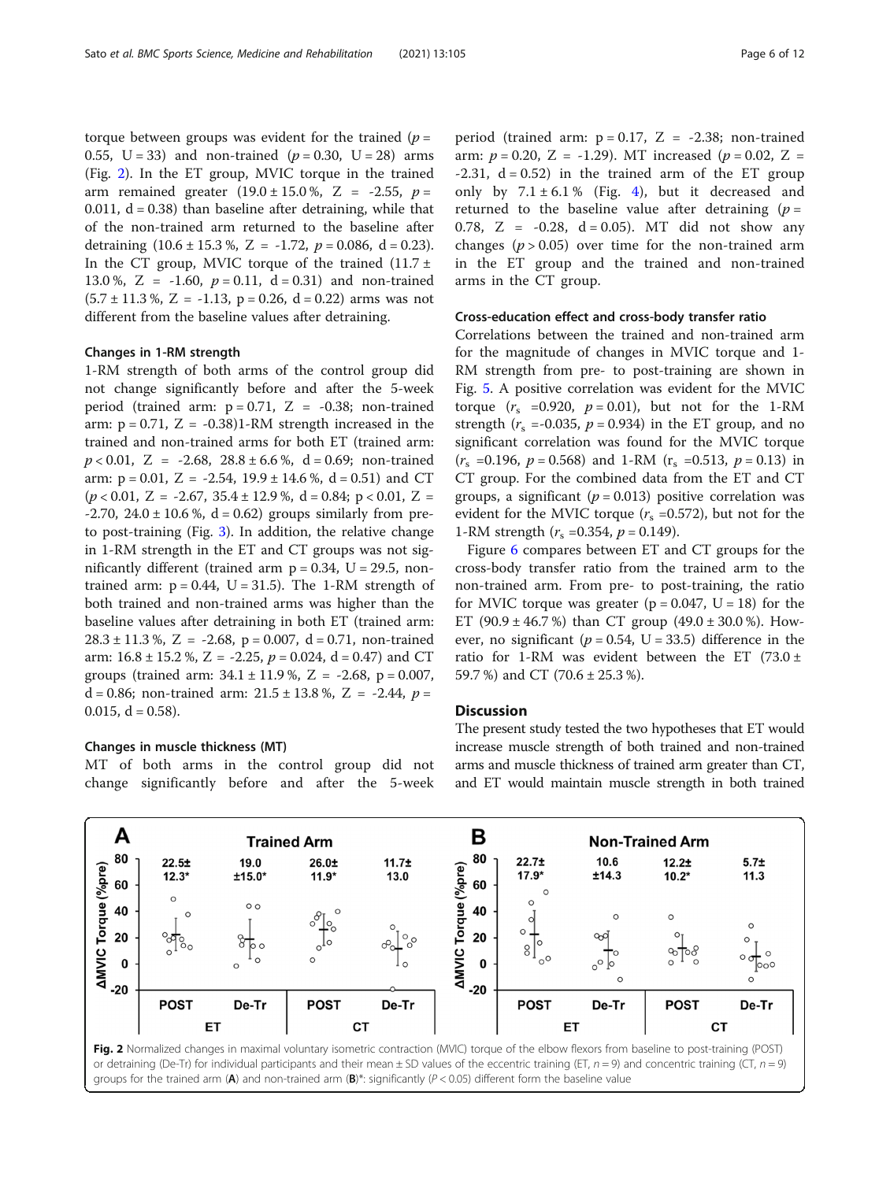torque between groups was evident for the trained ($p$ = 0.55, U = 33) and non-trained ($p$ = 0.30, U = 28) arms (Fig. 2). In the ET group, MVIC torque in the trained arm remained greater (19.0 ± 15.0 %, Z = -2.55, $p$ = 0.011, d = 0.38) than baseline after detraining, while that of the non-trained arm returned to the baseline after detraining (10.6 ± 15.3 %, Z = -1.72, $p$ = 0.086, d = 0.23). In the CT group, MVIC torque of the trained (11.7 ± 13.0 %, Z = -1.60, $p$ = 0.11, d = 0.31) and non-trained (5.7 ± 11.3 %, Z = -1.13, p = 0.26, d = 0.22) arms was not different from the baseline values after detraining.

### Changes in 1-RM strength

1-RM strength of both arms of the control group did not change significantly before and after the 5-week period (trained arm: p = 0.71, Z = -0.38; non-trained arm: p = 0.71, Z = -0.38)1-RM strength increased in the trained and non-trained arms for both ET (trained arm: $p$ < 0.01, Z = -2.68, 28.8 ± 6.6 %, d = 0.69; non-trained arm: p = 0.01, Z = -2.54, 19.9 ± 14.6 %, d = 0.51) and CT ($p$ < 0.01, Z = -2.67, 35.4 ± 12.9 %, d = 0.84; p < 0.01, Z = -2.70, 24.0 ± 10.6 %, d = 0.62) groups similarly from pre- to post-training (Fig. 3). In addition, the relative change in 1-RM strength in the ET and CT groups was not significantly different (trained arm p = 0.34, U = 29.5, non-trained arm: p = 0.44, U = 31.5). The 1-RM strength of both trained and non-trained arms was higher than the baseline values after detraining in both ET (trained arm: 28.3 ± 11.3 %, Z = -2.68, p = 0.007, d = 0.71, non-trained arm: 16.8 ± 15.2 %, Z = -2.25, $p$ = 0.024, d = 0.47) and CT groups (trained arm: 34.1 ± 11.9 %, Z = -2.68, p = 0.007, d = 0.86; non-trained arm: 21.5 ± 13.8 %, Z = -2.44, $p$ = 0.015, d = 0.58).

### Changes in muscle thickness (MT)

MT of both arms in the control group did not change significantly before and after the 5-week period (trained arm: p = 0.17, Z = -2.38; non-trained arm: $p$ = 0.20, Z = -1.29). MT increased ($p$ = 0.02, Z = -2.31, d = 0.52) in the trained arm of the ET group only by 7.1 ± 6.1 % (Fig. 4), but it decreased and returned to the baseline value after detraining ($p$ = 0.78, Z = -0.28, d = 0.05). MT did not show any changes ($p$ > 0.05) over time for the non-trained arm in the ET group and the trained and non-trained arms in the CT group.

### Cross-education effect and cross-body transfer ratio

Correlations between the trained and non-trained arm for the magnitude of changes in MVIC torque and 1-RM strength from pre- to post-training are shown in Fig. 5. A positive correlation was evident for the MVIC torque ($r_s$ =0.920, $p$ = 0.01), but not for the 1-RM strength ($r_s$ =-0.035, $p$ = 0.934) in the ET group, and no significant correlation was found for the MVIC torque ($r_s$ =0.196, $p$ = 0.568) and 1-RM ($r_s$ =0.513, $p$ = 0.13) in CT group. For the combined data from the ET and CT groups, a significant ($p$ = 0.013) positive correlation was evident for the MVIC torque ($r_s$ =0.572), but not for the 1-RM strength ($r_s$ =0.354, $p$ = 0.149).

Figure 6 compares between ET and CT groups for the cross-body transfer ratio from the trained arm to the non-trained arm. From pre- to post-training, the ratio for MVIC torque was greater (p = 0.047, U = 18) for the ET (90.9 ± 46.7 %) than CT group (49.0 ± 30.0 %). However, no significant ($p$ = 0.54, U = 33.5) difference in the ratio for 1-RM was evident between the ET (73.0 ± 59.7 %) and CT (70.6 ± 25.3 %).

## Discussion

The present study tested the two hypotheses that ET would increase muscle strength of both trained and non-trained arms and muscle thickness of trained arm greater than CT, and ET would maintain muscle strength in both trained

**Fig. 2** Normalized changes in maximal voluntary isometric contraction (MVIC) torque of the elbow flexors from baseline to post-training (POST) or detraining (De-Tr) for individual participants and their mean ± SD values of the eccentric training (ET, $n$ = 9) and concentric training (CT, $n$ = 9) groups for the trained arm (**A**) and non-trained arm (**B**)*: significantly ($P$ < 0.05) different form the baseline value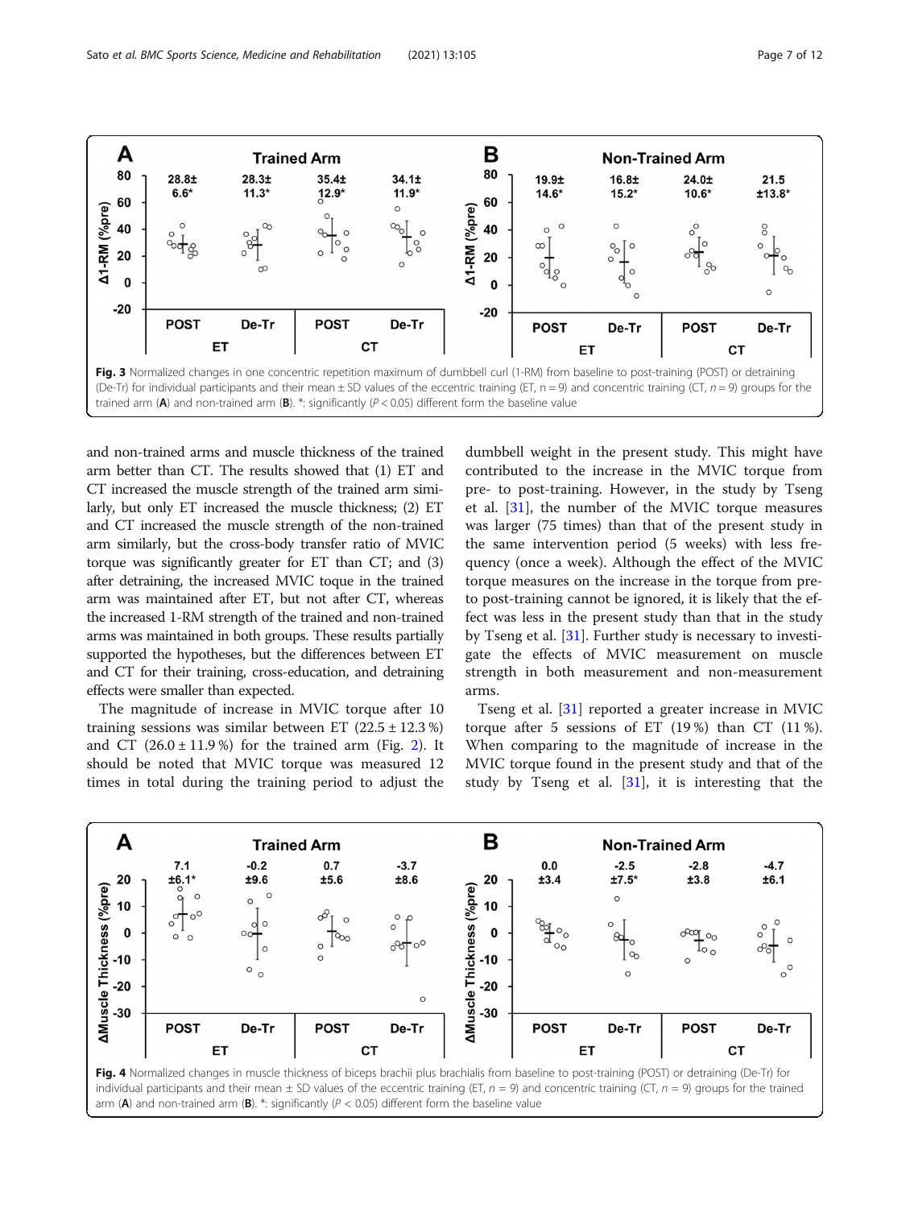Fig. 3 Normalized changes in one concentric repetition maximum of dumbbell curl (1-RM) from baseline to post-training (POST) or detraining (De-Tr) for individual participants and their mean ± SD values of the eccentric training (ET, n = 9) and concentric training (CT, $n = 9$) groups for the trained arm (**A**) and non-trained arm (**B**). *: significantly ($P < 0.05$) different form the baseline value

and non-trained arms and muscle thickness of the trained arm better than CT. The results showed that (1) ET and CT increased the muscle strength of the trained arm similarly, but only ET increased the muscle thickness; (2) ET and CT increased the muscle strength of the non-trained arm similarly, but the cross-body transfer ratio of MVIC torque was significantly greater for ET than CT; and (3) after detraining, the increased MVIC toque in the trained arm was maintained after ET, but not after CT, whereas the increased 1-RM strength of the trained and non-trained arms was maintained in both groups. These results partially supported the hypotheses, but the differences between ET and CT for their training, cross-education, and detraining effects were smaller than expected.

The magnitude of increase in MVIC torque after 10 training sessions was similar between ET (22.5 ± 12.3 %) and CT (26.0 ± 11.9 %) for the trained arm (Fig. 2). It should be noted that MVIC torque was measured 12 times in total during the training period to adjust the dumbbell weight in the present study. This might have contributed to the increase in the MVIC torque from pre- to post-training. However, in the study by Tseng et al. [31], the number of the MVIC torque measures was larger (75 times) than that of the present study in the same intervention period (5 weeks) with less frequency (once a week). Although the effect of the MVIC torque measures on the increase in the torque from pre- to post-training cannot be ignored, it is likely that the effect was less in the present study than that in the study by Tseng et al. [31]. Further study is necessary to investigate the effects of MVIC measurement on muscle strength in both measurement and non-measurement arms.

Tseng et al. [31] reported a greater increase in MVIC torque after 5 sessions of ET (19 %) than CT (11 %). When comparing to the magnitude of increase in the MVIC torque found in the present study and that of the study by Tseng et al. [31], it is interesting that the

Fig. 4 Normalized changes in muscle thickness of biceps brachii plus brachialis from baseline to post-training (POST) or detraining (De-Tr) for individual participants and their mean ± SD values of the eccentric training (ET, $n = 9$) and concentric training (CT, $n = 9$) groups for the trained arm (**A**) and non-trained arm (**B**). *: significantly ($P < 0.05$) different form the baseline value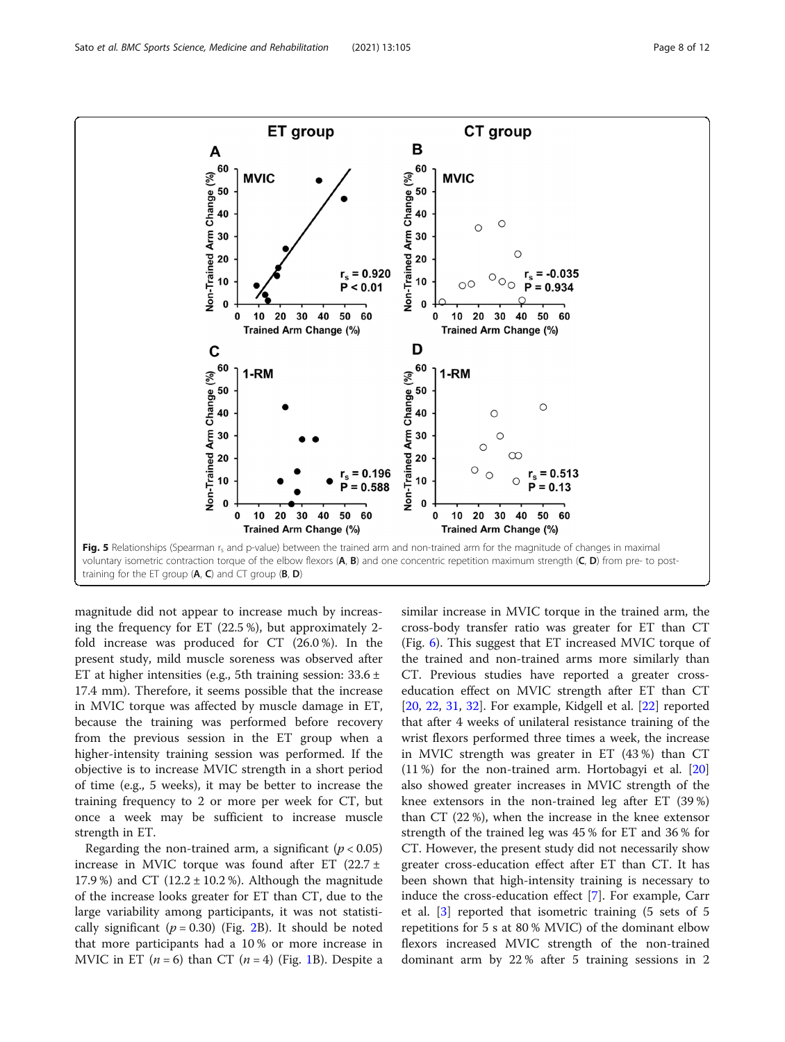**Fig. 5** Relationships (Spearman $r_s$ and p-value) between the trained arm and non-trained arm for the magnitude of changes in maximal voluntary isometric contraction torque of the elbow flexors (**A**, **B**) and one concentric repetition maximum strength (**C**, **D**) from pre- to post-training for the ET group (**A**, **C**) and CT group (**B**, **D**)

magnitude did not appear to increase much by increasing the frequency for ET (22.5 %), but approximately 2-fold increase was produced for CT (26.0 %). In the present study, mild muscle soreness was observed after ET at higher intensities (e.g., 5th training session: 33.6 ± 17.4 mm). Therefore, it seems possible that the increase in MVIC torque was affected by muscle damage in ET, because the training was performed before recovery from the previous session in the ET group when a higher-intensity training session was performed. If the objective is to increase MVIC strength in a short period of time (e.g., 5 weeks), it may be better to increase the training frequency to 2 or more per week for CT, but once a week may be sufficient to increase muscle strength in ET.

Regarding the non-trained arm, a significant ($p < 0.05$) increase in MVIC torque was found after ET (22.7 ± 17.9 %) and CT (12.2 ± 10.2 %). Although the magnitude of the increase looks greater for ET than CT, due to the large variability among participants, it was not statistically significant ($p = 0.30$) (Fig. 2B). It should be noted that more participants had a 10 % or more increase in MVIC in ET ($n = 6$) than CT ($n = 4$) (Fig. 1B). Despite a similar increase in MVIC torque in the trained arm, the cross-body transfer ratio was greater for ET than CT (Fig. 6). This suggest that ET increased MVIC torque of the trained and non-trained arms more similarly than CT. Previous studies have reported a greater cross-education effect on MVIC strength after ET than CT [20, 22, 31, 32]. For example, Kidgell et al. [22] reported that after 4 weeks of unilateral resistance training of the wrist flexors performed three times a week, the increase in MVIC strength was greater in ET (43 %) than CT (11 %) for the non-trained arm. Hortobagyi et al. [20] also showed greater increases in MVIC strength of the knee extensors in the non-trained leg after ET (39 %) than CT (22 %), when the increase in the knee extensor strength of the trained leg was 45 % for ET and 36 % for CT. However, the present study did not necessarily show greater cross-education effect after ET than CT. It has been shown that high-intensity training is necessary to induce the cross-education effect [7]. For example, Carr et al. [3] reported that isometric training (5 sets of 5 repetitions for 5 s at 80 % MVIC) of the dominant elbow flexors increased MVIC strength of the non-trained dominant arm by 22 % after 5 training sessions in 2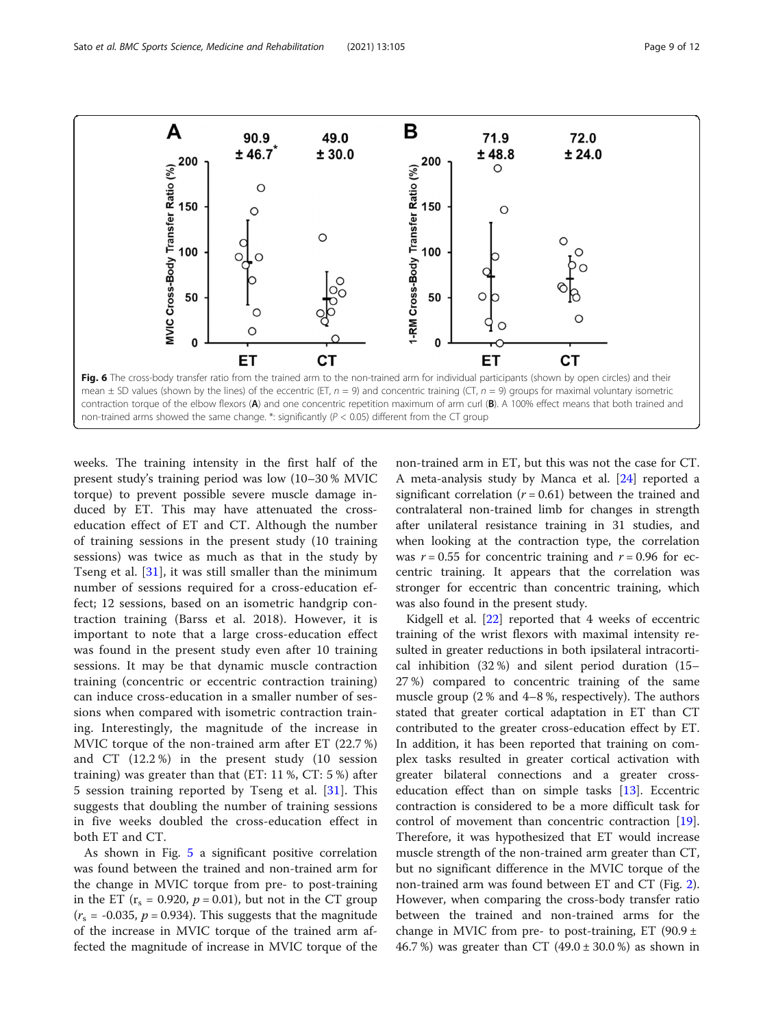Fig. 6 The cross-body transfer ratio from the trained arm to the non-trained arm for individual participants (shown by open circles) and their mean ± SD values (shown by the lines) of the eccentric (ET, $n = 9$) and concentric training (CT, $n = 9$) groups for maximal voluntary isometric contraction torque of the elbow flexors (**A**) and one concentric repetition maximum of arm curl (**B**). A 100% effect means that both trained and non-trained arms showed the same change. *: significantly ($P < 0.05$) different from the CT group

weeks. The training intensity in the first half of the present study's training period was low (10–30 % MVIC torque) to prevent possible severe muscle damage induced by ET. This may have attenuated the cross-education effect of ET and CT. Although the number of training sessions in the present study (10 training sessions) was twice as much as that in the study by Tseng et al. [31], it was still smaller than the minimum number of sessions required for a cross-education effect; 12 sessions, based on an isometric handgrip contraction training (Barss et al. 2018). However, it is important to note that a large cross-education effect was found in the present study even after 10 training sessions. It may be that dynamic muscle contraction training (concentric or eccentric contraction training) can induce cross-education in a smaller number of sessions when compared with isometric contraction training. Interestingly, the magnitude of the increase in MVIC torque of the non-trained arm after ET (22.7 %) and CT (12.2 %) in the present study (10 session training) was greater than that (ET: 11 %, CT: 5 %) after 5 session training reported by Tseng et al. [31]. This suggests that doubling the number of training sessions in five weeks doubled the cross-education effect in both ET and CT.

As shown in Fig. 5 a significant positive correlation was found between the trained and non-trained arm for the change in MVIC torque from pre- to post-training in the ET ($r_s = 0.920$, $p = 0.01$), but not in the CT group ($r_s = -0.035$, $p = 0.934$). This suggests that the magnitude of the increase in MVIC torque of the trained arm affected the magnitude of increase in MVIC torque of the non-trained arm in ET, but this was not the case for CT. A meta-analysis study by Manca et al. [24] reported a significant correlation ($r = 0.61$) between the trained and contralateral non-trained limb for changes in strength after unilateral resistance training in 31 studies, and when looking at the contraction type, the correlation was $r = 0.55$ for concentric training and $r = 0.96$ for eccentric training. It appears that the correlation was stronger for eccentric than concentric training, which was also found in the present study.

Kidgell et al. [22] reported that 4 weeks of eccentric training of the wrist flexors with maximal intensity resulted in greater reductions in both ipsilateral intracortical inhibition (32 %) and silent period duration (15–27 %) compared to concentric training of the same muscle group (2 % and 4–8 %, respectively). The authors stated that greater cortical adaptation in ET than CT contributed to the greater cross-education effect by ET. In addition, it has been reported that training on complex tasks resulted in greater cortical activation with greater bilateral connections and a greater cross-education effect than on simple tasks [13]. Eccentric contraction is considered to be a more difficult task for control of movement than concentric contraction [19]. Therefore, it was hypothesized that ET would increase muscle strength of the non-trained arm greater than CT, but no significant difference in the MVIC torque of the non-trained arm was found between ET and CT (Fig. 2). However, when comparing the cross-body transfer ratio between the trained and non-trained arms for the change in MVIC from pre- to post-training, ET (90.9 ± 46.7 %) was greater than CT (49.0 ± 30.0 %) as shown in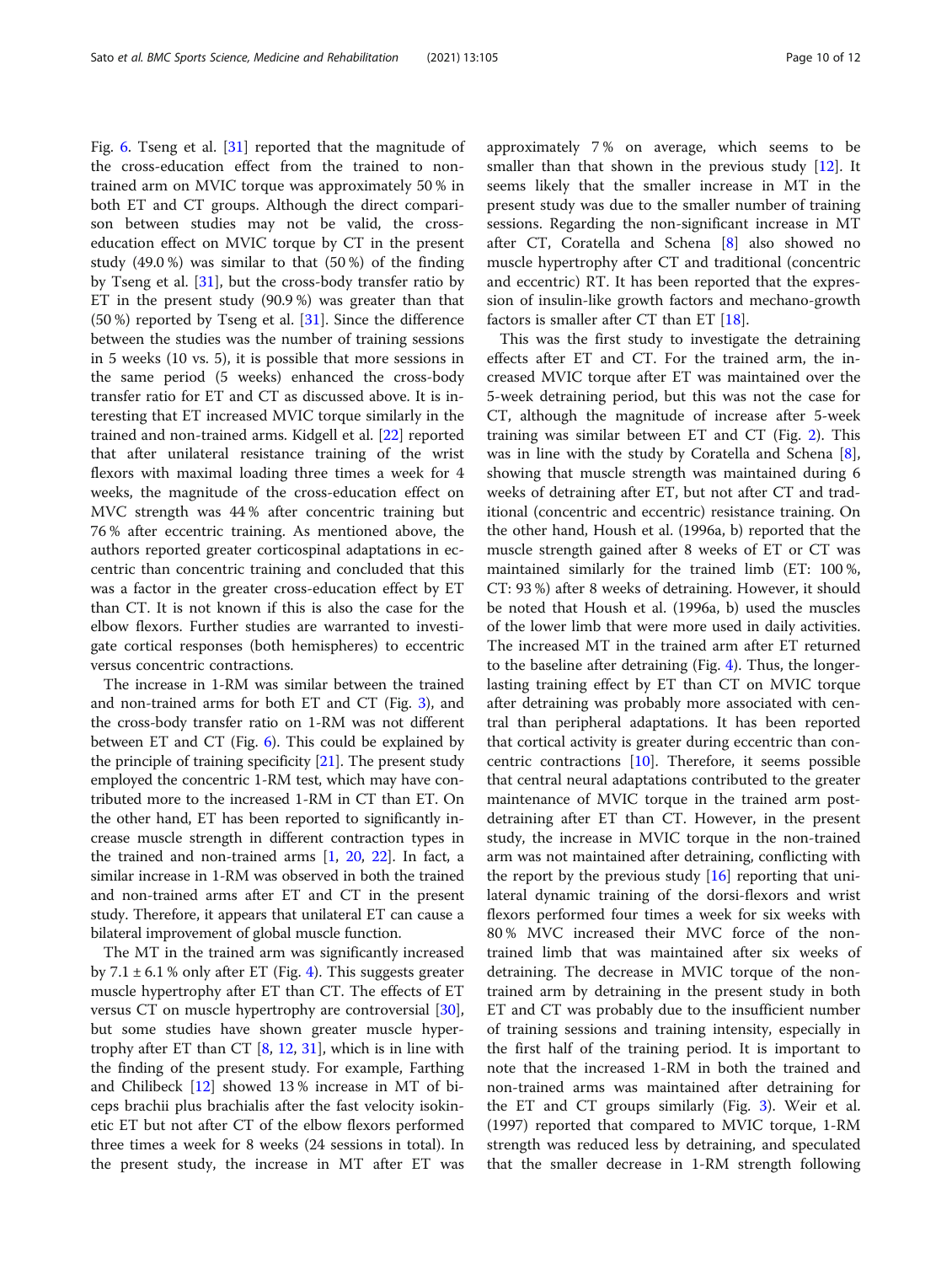Fig. 6. Tseng et al. [31] reported that the magnitude of the cross-education effect from the trained to non-trained arm on MVIC torque was approximately 50 % in both ET and CT groups. Although the direct comparison between studies may not be valid, the cross-education effect on MVIC torque by CT in the present study (49.0 %) was similar to that (50 %) of the finding by Tseng et al. [31], but the cross-body transfer ratio by ET in the present study (90.9 %) was greater than that (50 %) reported by Tseng et al. [31]. Since the difference between the studies was the number of training sessions in 5 weeks (10 vs. 5), it is possible that more sessions in the same period (5 weeks) enhanced the cross-body transfer ratio for ET and CT as discussed above. It is interesting that ET increased MVIC torque similarly in the trained and non-trained arms. Kidgell et al. [22] reported that after unilateral resistance training of the wrist flexors with maximal loading three times a week for 4 weeks, the magnitude of the cross-education effect on MVC strength was 44 % after concentric training but 76 % after eccentric training. As mentioned above, the authors reported greater corticospinal adaptations in eccentric than concentric training and concluded that this was a factor in the greater cross-education effect by ET than CT. It is not known if this is also the case for the elbow flexors. Further studies are warranted to investigate cortical responses (both hemispheres) to eccentric versus concentric contractions.

The increase in 1-RM was similar between the trained and non-trained arms for both ET and CT (Fig. 3), and the cross-body transfer ratio on 1-RM was not different between ET and CT (Fig. 6). This could be explained by the principle of training specificity [21]. The present study employed the concentric 1-RM test, which may have contributed more to the increased 1-RM in CT than ET. On the other hand, ET has been reported to significantly increase muscle strength in different contraction types in the trained and non-trained arms [1, 20, 22]. In fact, a similar increase in 1-RM was observed in both the trained and non-trained arms after ET and CT in the present study. Therefore, it appears that unilateral ET can cause a bilateral improvement of global muscle function.

The MT in the trained arm was significantly increased by 7.1 ± 6.1 % only after ET (Fig. 4). This suggests greater muscle hypertrophy after ET than CT. The effects of ET versus CT on muscle hypertrophy are controversial [30], but some studies have shown greater muscle hypertrophy after ET than CT [8, 12, 31], which is in line with the finding of the present study. For example, Farthing and Chilibeck [12] showed 13 % increase in MT of biceps brachii plus brachialis after the fast velocity isokinetic ET but not after CT of the elbow flexors performed three times a week for 8 weeks (24 sessions in total). In the present study, the increase in MT after ET was approximately 7 % on average, which seems to be smaller than that shown in the previous study [12]. It seems likely that the smaller increase in MT in the present study was due to the smaller number of training sessions. Regarding the non-significant increase in MT after CT, Coratella and Schena [8] also showed no muscle hypertrophy after CT and traditional (concentric and eccentric) RT. It has been reported that the expression of insulin-like growth factors and mechano-growth factors is smaller after CT than ET [18].

This was the first study to investigate the detraining effects after ET and CT. For the trained arm, the increased MVIC torque after ET was maintained over the 5-week detraining period, but this was not the case for CT, although the magnitude of increase after 5-week training was similar between ET and CT (Fig. 2). This was in line with the study by Coratella and Schena [8], showing that muscle strength was maintained during 6 weeks of detraining after ET, but not after CT and traditional (concentric and eccentric) resistance training. On the other hand, Housh et al. (1996a, b) reported that the muscle strength gained after 8 weeks of ET or CT was maintained similarly for the trained limb (ET: 100 %, CT: 93 %) after 8 weeks of detraining. However, it should be noted that Housh et al. (1996a, b) used the muscles of the lower limb that were more used in daily activities. The increased MT in the trained arm after ET returned to the baseline after detraining (Fig. 4). Thus, the longer-lasting training effect by ET than CT on MVIC torque after detraining was probably more associated with central than peripheral adaptations. It has been reported that cortical activity is greater during eccentric than concentric contractions [10]. Therefore, it seems possible that central neural adaptations contributed to the greater maintenance of MVIC torque in the trained arm post-detraining after ET than CT. However, in the present study, the increase in MVIC torque in the non-trained arm was not maintained after detraining, conflicting with the report by the previous study [16] reporting that unilateral dynamic training of the dorsi-flexors and wrist flexors performed four times a week for six weeks with 80 % MVC increased their MVC force of the non-trained limb that was maintained after six weeks of detraining. The decrease in MVIC torque of the non-trained arm by detraining in the present study in both ET and CT was probably due to the insufficient number of training sessions and training intensity, especially in the first half of the training period. It is important to note that the increased 1-RM in both the trained and non-trained arms was maintained after detraining for the ET and CT groups similarly (Fig. 3). Weir et al. (1997) reported that compared to MVIC torque, 1-RM strength was reduced less by detraining, and speculated that the smaller decrease in 1-RM strength following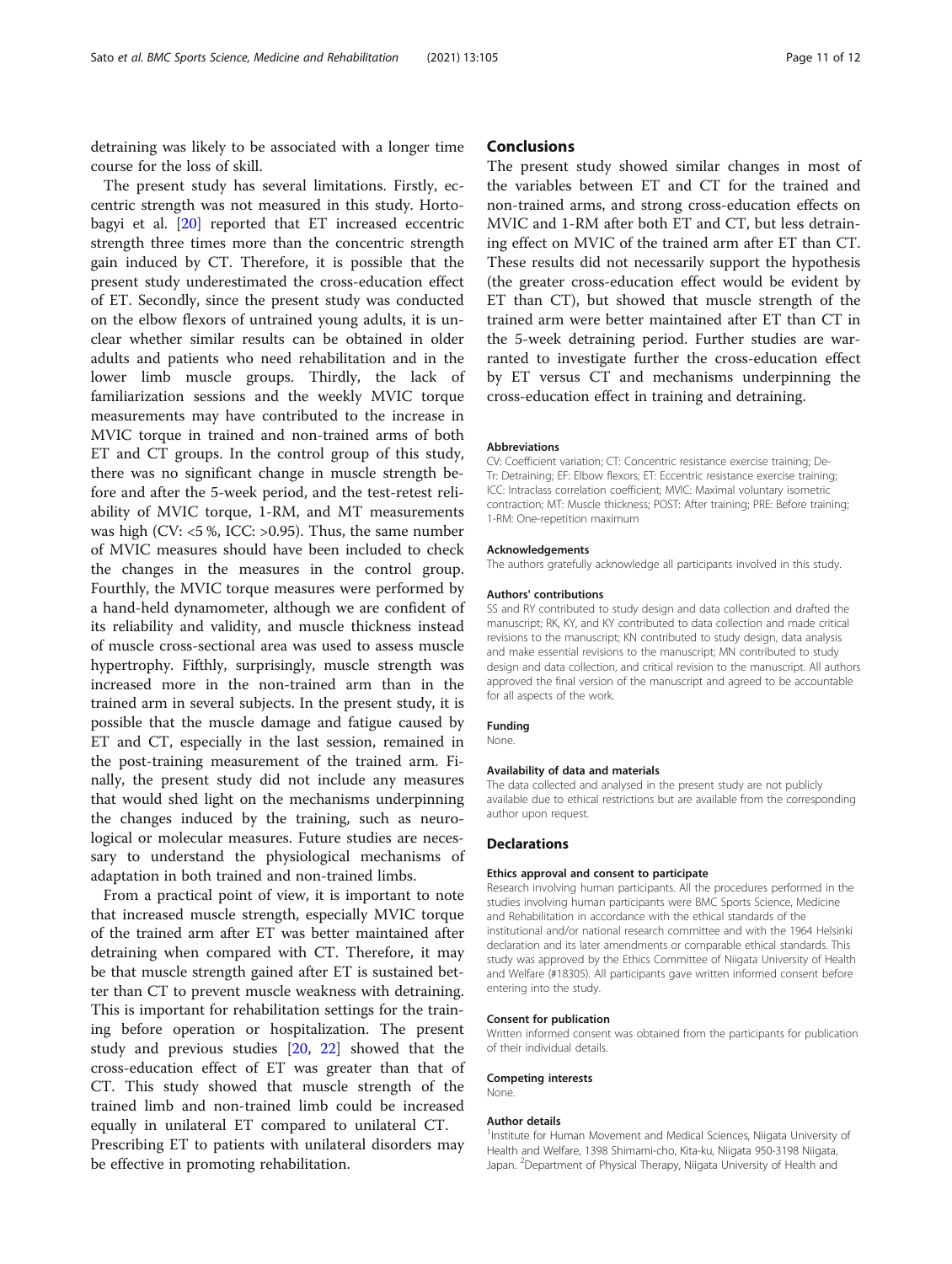detraining was likely to be associated with a longer time course for the loss of skill.

The present study has several limitations. Firstly, eccentric strength was not measured in this study. Hortobagyi et al. [20] reported that ET increased eccentric strength three times more than the concentric strength gain induced by CT. Therefore, it is possible that the present study underestimated the cross-education effect of ET. Secondly, since the present study was conducted on the elbow flexors of untrained young adults, it is unclear whether similar results can be obtained in older adults and patients who need rehabilitation and in the lower limb muscle groups. Thirdly, the lack of familiarization sessions and the weekly MVIC torque measurements may have contributed to the increase in MVIC torque in trained and non-trained arms of both ET and CT groups. In the control group of this study, there was no significant change in muscle strength before and after the 5-week period, and the test-retest reliability of MVIC torque, 1-RM, and MT measurements was high (CV: <5 %, ICC: >0.95). Thus, the same number of MVIC measures should have been included to check the changes in the measures in the control group. Fourthly, the MVIC torque measures were performed by a hand-held dynamometer, although we are confident of its reliability and validity, and muscle thickness instead of muscle cross-sectional area was used to assess muscle hypertrophy. Fifthly, surprisingly, muscle strength was increased more in the non-trained arm than in the trained arm in several subjects. In the present study, it is possible that the muscle damage and fatigue caused by ET and CT, especially in the last session, remained in the post-training measurement of the trained arm. Finally, the present study did not include any measures that would shed light on the mechanisms underpinning the changes induced by the training, such as neurological or molecular measures. Future studies are necessary to understand the physiological mechanisms of adaptation in both trained and non-trained limbs.

From a practical point of view, it is important to note that increased muscle strength, especially MVIC torque of the trained arm after ET was better maintained after detraining when compared with CT. Therefore, it may be that muscle strength gained after ET is sustained better than CT to prevent muscle weakness with detraining. This is important for rehabilitation settings for the training before operation or hospitalization. The present study and previous studies [20, 22] showed that the cross-education effect of ET was greater than that of CT. This study showed that muscle strength of the trained limb and non-trained limb could be increased equally in unilateral ET compared to unilateral CT. Prescribing ET to patients with unilateral disorders may be effective in promoting rehabilitation.

## Conclusions

The present study showed similar changes in most of the variables between ET and CT for the trained and non-trained arms, and strong cross-education effects on MVIC and 1-RM after both ET and CT, but less detraining effect on MVIC of the trained arm after ET than CT. These results did not necessarily support the hypothesis (the greater cross-education effect would be evident by ET than CT), but showed that muscle strength of the trained arm were better maintained after ET than CT in the 5-week detraining period. Further studies are warranted to investigate further the cross-education effect by ET versus CT and mechanisms underpinning the cross-education effect in training and detraining.

#### Abbreviations

CV: Coefficient variation; CT: Concentric resistance exercise training; De-Tr: Detraining; EF: Elbow flexors; ET: Eccentric resistance exercise training; ICC: Intraclass correlation coefficient; MVIC: Maximal voluntary isometric contraction; MT: Muscle thickness; POST: After training; PRE: Before training; 1-RM: One-repetition maximum

#### Acknowledgements

The authors gratefully acknowledge all participants involved in this study.

#### Authors' contributions

SS and RY contributed to study design and data collection and drafted the manuscript; RK, KY, and KY contributed to data collection and made critical revisions to the manuscript; KN contributed to study design, data analysis and make essential revisions to the manuscript; MN contributed to study design and data collection, and critical revision to the manuscript. All authors approved the final version of the manuscript and agreed to be accountable for all aspects of the work.

#### Funding

None.

#### Availability of data and materials

The data collected and analysed in the present study are not publicly available due to ethical restrictions but are available from the corresponding author upon request.

### Declarations

#### Ethics approval and consent to participate

Research involving human participants. All the procedures performed in the studies involving human participants were BMC Sports Science, Medicine and Rehabilitation in accordance with the ethical standards of the institutional and/or national research committee and with the 1964 Helsinki declaration and its later amendments or comparable ethical standards. This study was approved by the Ethics Committee of Niigata University of Health and Welfare (#18305). All participants gave written informed consent before entering into the study.

#### Consent for publication

Written informed consent was obtained from the participants for publication of their individual details.

#### Competing interests

None.

#### Author details

[1]Institute for Human Movement and Medical Sciences, Niigata University of Health and Welfare, 1398 Shimami-cho, Kita-ku, Niigata 950-3198 Niigata, Japan. [2]Department of Physical Therapy, Niigata University of Health and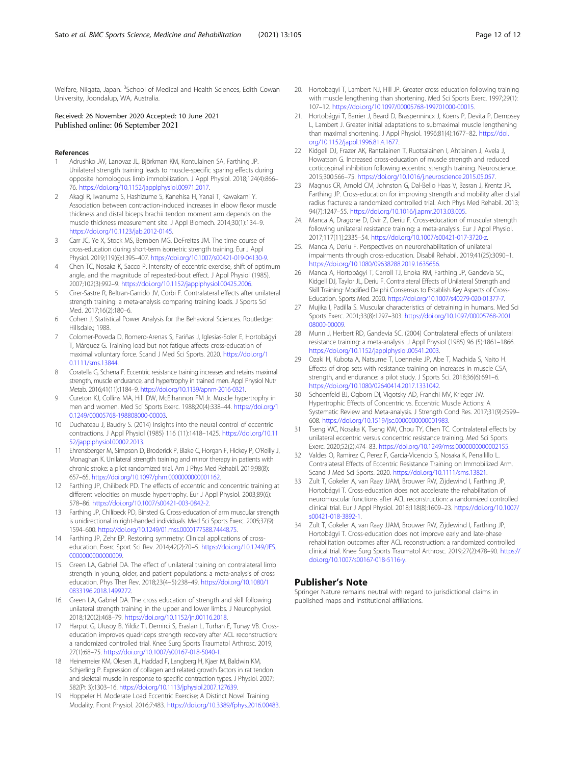Welfare, Niigata, Japan. [3]School of Medical and Health Sciences, Edith Cowan University, Joondalup, WA, Australia.

Received: 26 November 2020 Accepted: 10 June 2021
Published online: 06 September 2021

## References

1. Adrushko JW, Lanovaz JL, Björkman KM, Kontulainen SA, Farthing JP. Unilateral strength training leads to muscle-specific sparing effects during opposite homologous limb immobilization. J Appl Physiol. 2018;124(4):866–76. https://doi.org/10.1152/japplphysiol.00971.2017.
2. Akagi R, Iwanuma S, Hashizume S, Kanehisa H, Yanai T, Kawakami Y. Association between contraction-induced increases in elbow flexor muscle thickness and distal biceps brachii tendon moment arm depends on the muscle thickness measurement site. J Appl Biomech. 2014;30(1):134–9. https://doi.org/10.1123/jab.2012-0145.
3. Carr JC, Ye X, Stock MS, Bemben MG, DeFreitas JM. The time course of cross-education during short-term isometric strength training. Eur J Appl Physiol. 2019;119(6):1395–407. https://doi.org/10.1007/s00421-019-04130-9.
4. Chen TC, Nosaka K, Sacco P. Intensity of eccentric exercise, shift of optimum angle, and the magnitude of repeated-bout effect. J Appl Physiol (1985). 2007;102(3):992–9. https://doi.org/10.1152/japplphysiol.00425.2006.
5. Cirer-Sastre R, Beltran-Garrido JV, Corbi F. Contralateral effects after unilateral strength training: a meta-analysis comparing training loads. J Sports Sci Med. 2017;16(2):180–6.
6. Cohen J. Statistical Power Analysis for the Behavioral Sciences. Routledge: Hillsdale.; 1988.
7. Colomer-Poveda D, Romero-Arenas S, Fariñas J, Iglesias-Soler E, Hortobágyi T, Márquez G. Training load but not fatigue affects cross-education of maximal voluntary force. Scand J Med Sci Sports. 2020. https://doi.org/10.1111/sms.13844.
8. Coratella G, Schena F. Eccentric resistance training increases and retains maximal strength, muscle endurance, and hypertrophy in trained men. Appl Physiol Nutr Metab. 2016;41(11):1184–9. https://doi.org/10.1139/apnm-2016-0321.
9. Cureton KJ, Collins MA, Hill DW, McElhannon FM Jr. Muscle hypertrophy in men and women. Med Sci Sports Exerc. 1988;20(4):338–44. https://doi.org/10.1249/00005768-198808000-00003.
10. Duchateau J, Baudry S. (2014) Insights into the neural control of eccentric contractions. J Appl Physiol (1985) 116 (11):1418–1425. https://doi.org/10.1152/japplphysiol.00002.2013.
11. Ehrensberger M, Simpson D, Broderick P, Blake C, Horgan F, Hickey P, O'Reilly J, Monaghan K. Unilateral strength training and mirror therapy in patients with chronic stroke: a pilot randomized trial. Am J Phys Med Rehabil. 2019;98(8):657–65. https://doi.org/10.1097/phm.0000000000001162.
12. Farthing JP, Chilibeck PD. The effects of eccentric and concentric training at different velocities on muscle hypertrophy. Eur J Appl Physiol. 2003;89(6):578–86. https://doi.org/10.1007/s00421-003-0842-2.
13. Farthing JP, Chilibeck PD, Binsted G. Cross-education of arm muscular strength is unidirectional in right-handed individuals. Med Sci Sports Exerc. 2005;37(9):1594–600. https://doi.org/10.1249/01.mss.0000177588.74448.75.
14. Farthing JP, Zehr EP. Restoring symmetry: Clinical applications of cross-education. Exerc Sport Sci Rev. 2014;42(2):70–5. https://doi.org/10.1249/JES.0000000000000009.
15. Green LA, Gabriel DA. The effect of unilateral training on contralateral limb strength in young, older, and patient populations: a meta-analysis of cross education. Phys Ther Rev. 2018;23(4–5):238–49. https://doi.org/10.1080/10833196.2018.1499272.
16. Green LA, Gabriel DA. The cross education of strength and skill following unilateral strength training in the upper and lower limbs. J Neurophysiol. 2018;120(2):468–79. https://doi.org/10.1152/jn.00116.2018.
17. Harput G, Ulusoy B, Yildiz TI, Demirci S, Eraslan L, Turhan E, Tunay VB. Cross-education improves quadriceps strength recovery after ACL reconstruction: a randomized controlled trial. Knee Surg Sports Traumatol Arthrosc. 2019;27(1):68–75. https://doi.org/10.1007/s00167-018-5040-1.
18. Heinemeier KM, Olesen JL, Haddad F, Langberg H, Kjaer M, Baldwin KM, Schjerling P. Expression of collagen and related growth factors in rat tendon and skeletal muscle in response to specific contraction types. J Physiol. 2007;582(Pt 3):1303–16. https://doi.org/10.1113/jphysiol.2007.127639.
19. Hoppeler H. Moderate Load Eccentric Exercise; A Distinct Novel Training Modality. Front Physiol. 2016;7:483. https://doi.org/10.3389/fphys.2016.00483.
20. Hortobagyi T, Lambert NJ, Hill JP. Greater cross education following training with muscle lengthening than shortening. Med Sci Sports Exerc. 1997;29(1):107–12. https://doi.org/10.1097/00005768-199701000-00015.
21. Hortobágyi T, Barrier J, Beard D, Braspennincx J, Koens P, Devita P, Dempsey L, Lambert J. Greater initial adaptations to submaximal muscle lengthening than maximal shortening. J Appl Physiol. 1996;81(4):1677–82. https://doi.org/10.1152/jappl.1996.81.4.1677.
22. Kidgell DJ, Frazer AK, Rantalainen T, Ruotsalainen I, Ahtiainen J, Avela J, Howatson G. Increased cross-education of muscle strength and reduced corticospinal inhibition following eccentric strength training. Neuroscience. 2015;300:566–75. https://doi.org/10.1016/j.neuroscience.2015.05.057.
23. Magnus CR, Arnold CM, Johnston G, Dal-Bello Haas V, Basran J, Krentz JR, Farthing JP. Cross-education for improving strength and mobility after distal radius fractures: a randomized controlled trial. Arch Phys Med Rehabil. 2013;94(7):1247–55. https://doi.org/10.1016/j.apmr.2013.03.005.
24. Manca A, Dragone D, Dvir Z, Deriu F. Cross-education of muscular strength following unilateral resistance training: a meta-analysis. Eur J Appl Physiol. 2017;117(11):2335–54. https://doi.org/10.1007/s00421-017-3720-z.
25. Manca A, Deriu F. Perspectives on neurorehabilitation of unilateral impairments through cross-education. Disabil Rehabil. 2019;41(25):3090–1. https://doi.org/10.1080/09638288.2019.1635656.
26. Manca A, Hortobágyi T, Carroll TJ, Enoka RM, Farthing JP, Gandevia SC, Kidgell DJ, Taylor JL, Deriu F. Contralateral Effects of Unilateral Strength and Skill Training: Modified Delphi Consensus to Establish Key Aspects of Cross-Education. Sports Med. 2020. https://doi.org/10.1007/s40279-020-01377-7.
27. Mujika I, Padilla S. Muscular characteristics of detraining in humans. Med Sci Sports Exerc. 2001;33(8):1297–303. https://doi.org/10.1097/00005768-200108000-00009.
28. Munn J, Herbert RD, Gandevia SC. (2004) Contralateral effects of unilateral resistance training: a meta-analysis. J Appl Physiol (1985) 96 (5):1861–1866. https://doi.org/10.1152/japplphysiol.00541.2003.
29. Ozaki H, Kubota A, Natsume T, Loenneke JP, Abe T, Machida S, Naito H. Effects of drop sets with resistance training on increases in muscle CSA, strength, and endurance: a pilot study. J Sports Sci. 2018;36(6):691–6. https://doi.org/10.1080/02640414.2017.1331042.
30. Schoenfeld BJ, Ogborn DI, Vigotsky AD, Franchi MV, Krieger JW. Hypertrophic Effects of Concentric vs. Eccentric Muscle Actions: A Systematic Review and Meta-analysis. J Strength Cond Res. 2017;31(9):2599–608. https://doi.org/10.1519/jsc.0000000000001983.
31. Tseng WC, Nosaka K, Tseng KW, Chou TY, Chen TC. Contralateral effects by unilateral eccentric versus concentric resistance training. Med Sci Sports Exerc. 2020;52(2):474–83. https://doi.org/10.1249/mss.0000000000002155.
32. Valdes O, Ramirez C, Perez F, Garcia-Vicencio S, Nosaka K, Penailillo L. Contralateral Effects of Eccentric Resistance Training on Immobilized Arm. Scand J Med Sci Sports. 2020. https://doi.org/10.1111/sms.13821.
33. Zult T, Gokeler A, van Raay JJAM, Brouwer RW, Zijdewind I, Farthing JP, Hortobágyi T. Cross-education does not accelerate the rehabilitation of neuromuscular functions after ACL reconstruction: a randomized controlled clinical trial. Eur J Appl Physiol. 2018;118(8):1609–23. https://doi.org/10.1007/s00421-018-3892-1.
34. Zult T, Gokeler A, van Raay JJAM, Brouwer RW, Zijdewind I, Farthing JP, Hortobágyi T. Cross-education does not improve early and late-phase rehabilitation outcomes after ACL reconstruction: a randomized controlled clinical trial. Knee Surg Sports Traumatol Arthrosc. 2019;27(2):478–90. https://doi.org/10.1007/s00167-018-5116-y.

## Publisher's Note

Springer Nature remains neutral with regard to jurisdictional claims in published maps and institutional affiliations.